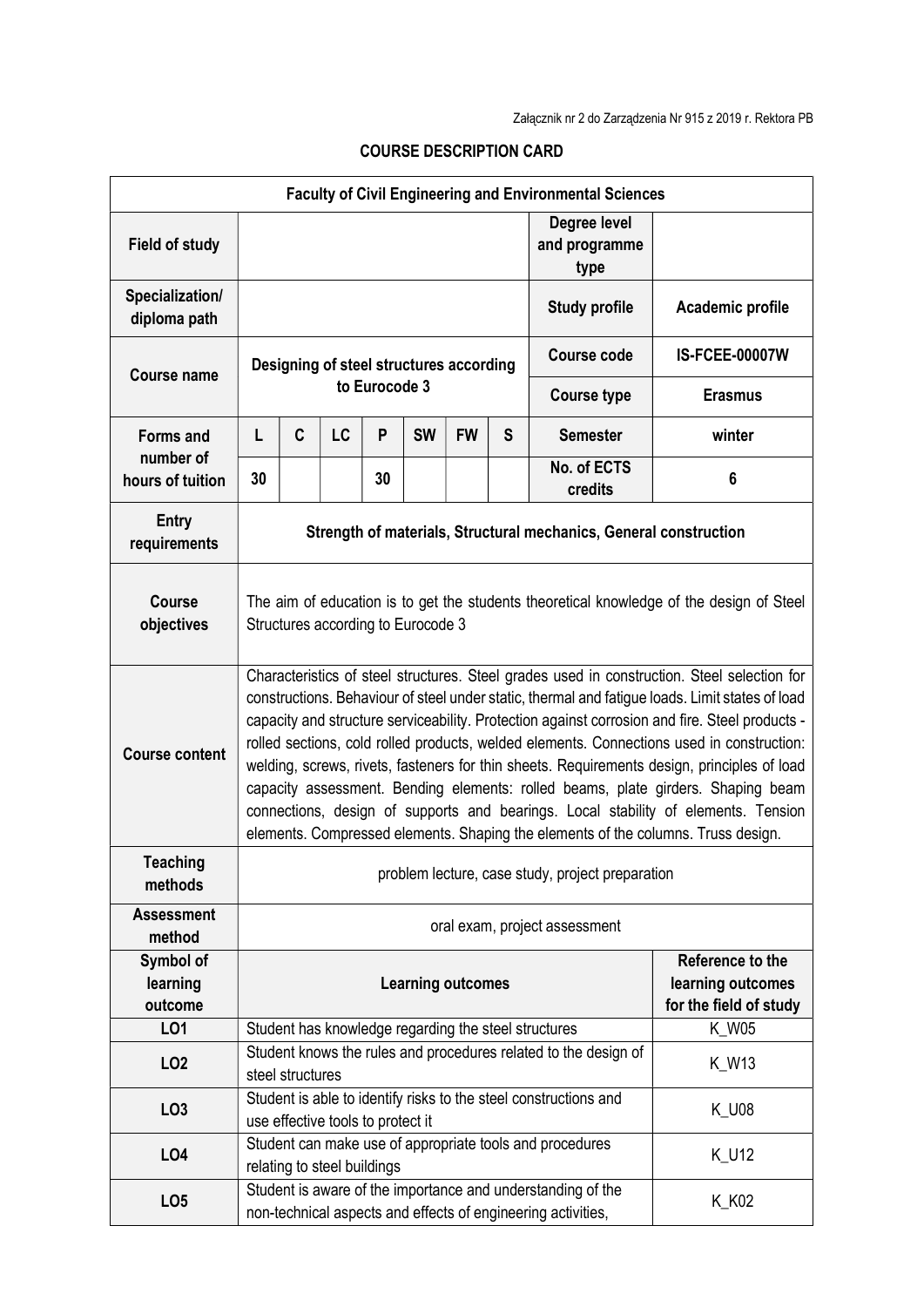Załącznik nr 2 do Zarządzenia Nr 915 z 2019 r. Rektora PB

# COURSE DESCRIPTION CARD

| Faculty of Civil Engineering and Environmental Sciences | | | | | | | | | |
|---|---|---|---|---|---|---|---|---|---|
| **Field of study** | | | | | | | | **Degree level and programme type** | |
| **Specialization/ diploma path** | | | | | | | | **Study profile** | **Academic profile** |
| **Course name** | **Designing of steel structures according to Eurocode 3** | | | | | | | **Course code** | **IS-FCEE-00007W** |
| | | | | | | | | **Course type** | **Erasmus** |
| **Forms and number of hours of tuition** | **L** | **C** | **LC** | **P** | **SW** | **FW** | **S** | **Semester** | **winter** |
| | **30** | | | **30** | | | | **No. of ECTS credits** | **6** |
| **Entry requirements** | **Strength of materials, Structural mechanics, General construction** | | | | | | | | |
| **Course objectives** | The aim of education is to get the students theoretical knowledge of the design of Steel Structures according to Eurocode 3 | | | | | | | | |
| **Course content** | Characteristics of steel structures. Steel grades used in construction. Steel selection for constructions. Behaviour of steel under static, thermal and fatigue loads. Limit states of load capacity and structure serviceability. Protection against corrosion and fire. Steel products - rolled sections, cold rolled products, welded elements. Connections used in construction: welding, screws, rivets, fasteners for thin sheets. Requirements design, principles of load capacity assessment. Bending elements: rolled beams, plate girders. Shaping beam connections, design of supports and bearings. Local stability of elements. Tension elements. Compressed elements. Shaping the elements of the columns. Truss design. | | | | | | | | |
| **Teaching methods** | problem lecture, case study, project preparation | | | | | | | | |
| **Assessment method** | oral exam, project assessment | | | | | | | | |
| **Symbol of learning outcome** | **Learning outcomes** | | | | | | | | **Reference to the learning outcomes for the field of study** |
| **LO1** | Student has knowledge regarding the steel structures | | | | | | | | K_W05 |
| **LO2** | Student knows the rules and procedures related to the design of steel structures | | | | | | | | K_W13 |
| **LO3** | Student is able to identify risks to the steel constructions and use effective tools to protect it | | | | | | | | K_U08 |
| **LO4** | Student can make use of appropriate tools and procedures relating to steel buildings | | | | | | | | K_U12 |
| **LO5** | Student is aware of the importance and understanding of the non-technical aspects and effects of engineering activities, | | | | | | | | K_K02 |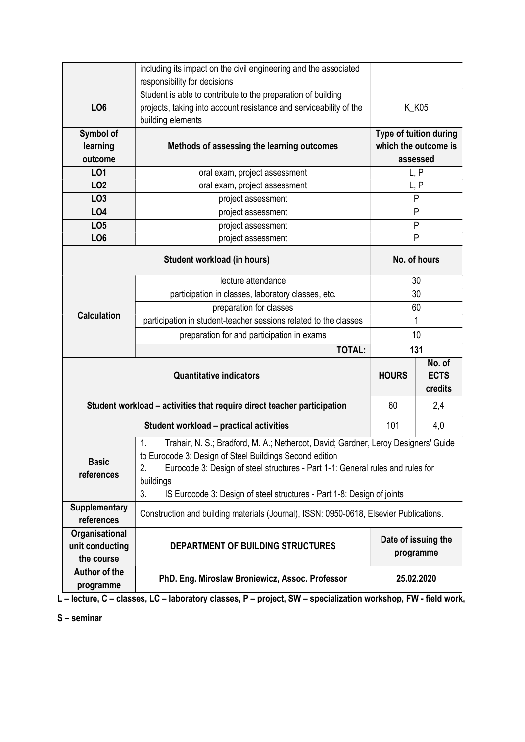| | | | |
|---|---|---|---|
| | including its impact on the civil engineering and the associated responsibility for decisions | | |
| **LO6** | Student is able to contribute to the preparation of building projects, taking into account resistance and serviceability of the building elements | K_K05 | |
| **Symbol of learning outcome** | **Methods of assessing the learning outcomes** | **Type of tuition during which the outcome is assessed** | |
| **LO1** | oral exam, project assessment | L, P | |
| **LO2** | oral exam, project assessment | L, P | |
| **LO3** | project assessment | P | |
| **LO4** | project assessment | P | |
| **LO5** | project assessment | P | |
| **LO6** | project assessment | P | |
| **Student workload (in hours)** | | **No. of hours** | |
| **Calculation** | lecture attendance | 30 | |
| | participation in classes, laboratory classes, etc. | 30 | |
| | preparation for classes | 60 | |
| | participation in student-teacher sessions related to the classes | 1 | |
| | preparation for and participation in exams | 10 | |
| | **TOTAL:** | **131** | |
| **Quantitative indicators** | | **HOURS** | **No. of ECTS credits** |
| **Student workload – activities that require direct teacher participation** | | 60 | 2,4 |
| **Student workload – practical activities** | | 101 | 4,0 |
| **Basic references** | 1. Trahair, N. S.; Bradford, M. A.; Nethercot, David; Gardner, Leroy Designers' Guide to Eurocode 3: Design of Steel Buildings Second edition<br>2. Eurocode 3: Design of steel structures - Part 1-1: General rules and rules for buildings<br>3. IS Eurocode 3: Design of steel structures - Part 1-8: Design of joints | | |
| **Supplementary references** | Construction and building materials (Journal), ISSN: 0950-0618, Elsevier Publications. | | |
| **Organisational unit conducting the course** | **DEPARTMENT OF BUILDING STRUCTURES** | **Date of issuing the programme** | |
| **Author of the programme** | **PhD. Eng. Miroslaw Broniewicz, Assoc. Professor** | **25.02.2020** | |

**L – lecture, C – classes, LC – laboratory classes, P – project, SW – specialization workshop, FW - field work, S – seminar**